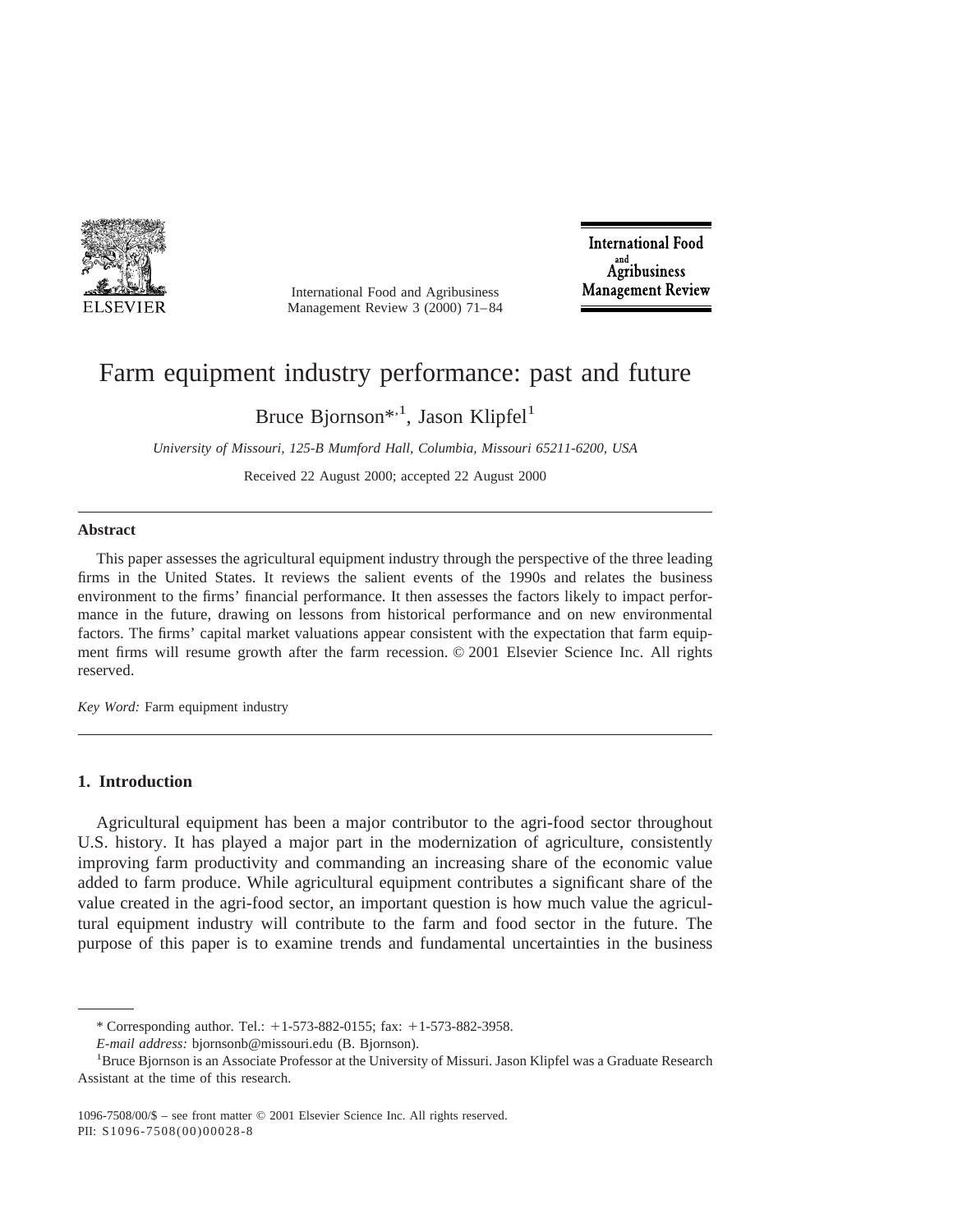# Farm equipment industry performance: past and future

Bruce Bjornson*[,1], Jason Klipfel[1]

*University of Missouri, 125-B Mumford Hall, Columbia, Missouri 65211-6200, USA*

Received 22 August 2000; accepted 22 August 2000

## Abstract

This paper assesses the agricultural equipment industry through the perspective of the three leading firms in the United States. It reviews the salient events of the 1990s and relates the business environment to the firms' financial performance. It then assesses the factors likely to impact performance in the future, drawing on lessons from historical performance and on new environmental factors. The firms' capital market valuations appear consistent with the expectation that farm equipment firms will resume growth after the farm recession. © 2001 Elsevier Science Inc. All rights reserved.

*Key Word:* Farm equipment industry

## 1. Introduction

Agricultural equipment has been a major contributor to the agri-food sector throughout U.S. history. It has played a major part in the modernization of agriculture, consistently improving farm productivity and commanding an increasing share of the economic value added to farm produce. While agricultural equipment contributes a significant share of the value created in the agri-food sector, an important question is how much value the agricultural equipment industry will contribute to the farm and food sector in the future. The purpose of this paper is to examine trends and fundamental uncertainties in the business

---

\* Corresponding author. Tel.: +1-573-882-0155; fax: +1-573-882-3958.

*E-mail address:* bjornsonb@missouri.edu (B. Bjornson).

[1] Bruce Bjornson is an Associate Professor at the University of Missuri. Jason Klipfel was a Graduate Research Assistant at the time of this research.

1096-7508/00/$ – see front matter © 2001 Elsevier Science Inc. All rights reserved.
PII: S1096-7508(00)00028-8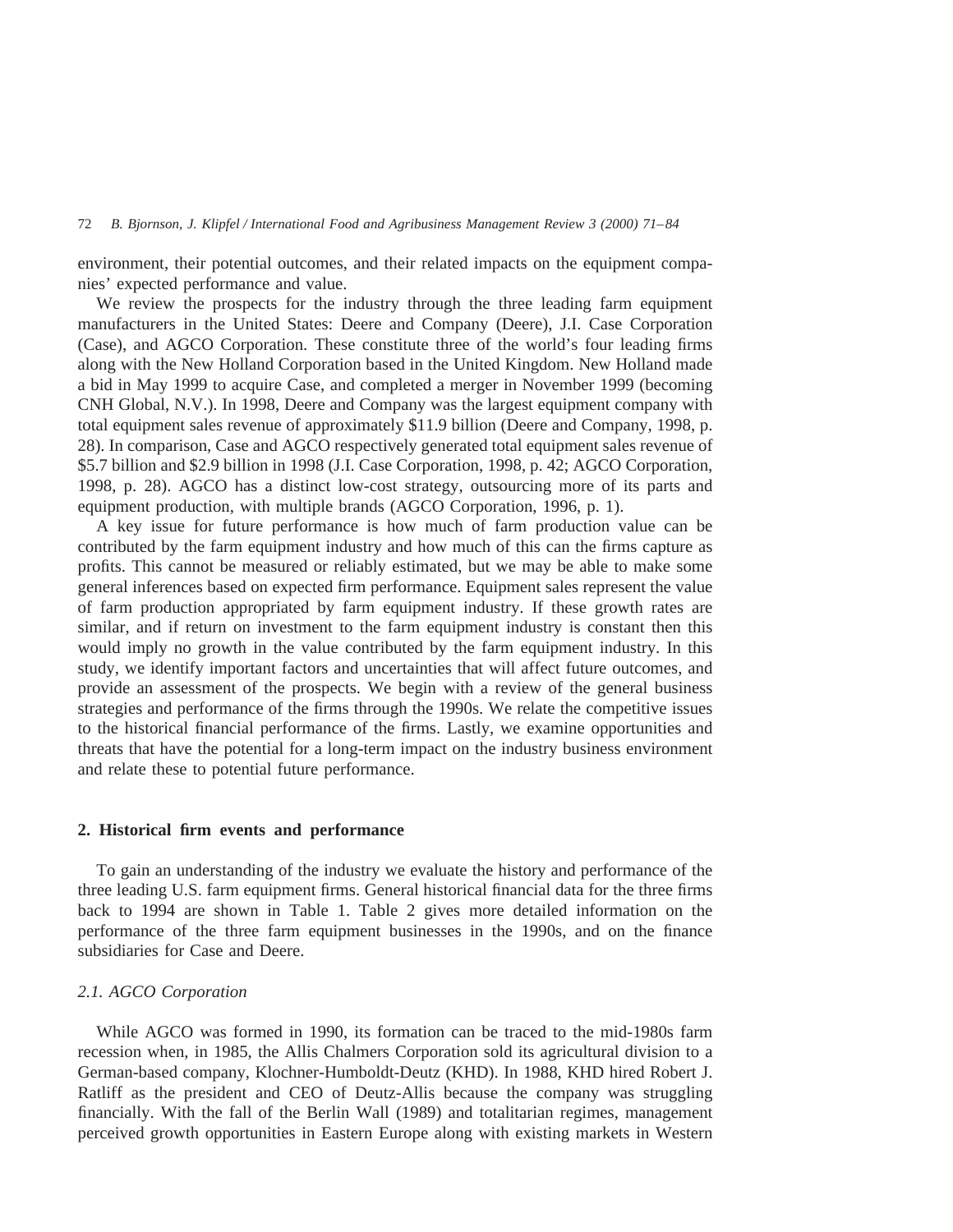environment, their potential outcomes, and their related impacts on the equipment companies' expected performance and value.

We review the prospects for the industry through the three leading farm equipment manufacturers in the United States: Deere and Company (Deere), J.I. Case Corporation (Case), and AGCO Corporation. These constitute three of the world's four leading firms along with the New Holland Corporation based in the United Kingdom. New Holland made a bid in May 1999 to acquire Case, and completed a merger in November 1999 (becoming CNH Global, N.V.). In 1998, Deere and Company was the largest equipment company with total equipment sales revenue of approximately $11.9 billion (Deere and Company, 1998, p. 28). In comparison, Case and AGCO respectively generated total equipment sales revenue of $5.7 billion and $2.9 billion in 1998 (J.I. Case Corporation, 1998, p. 42; AGCO Corporation, 1998, p. 28). AGCO has a distinct low-cost strategy, outsourcing more of its parts and equipment production, with multiple brands (AGCO Corporation, 1996, p. 1).

A key issue for future performance is how much of farm production value can be contributed by the farm equipment industry and how much of this can the firms capture as profits. This cannot be measured or reliably estimated, but we may be able to make some general inferences based on expected firm performance. Equipment sales represent the value of farm production appropriated by farm equipment industry. If these growth rates are similar, and if return on investment to the farm equipment industry is constant then this would imply no growth in the value contributed by the farm equipment industry. In this study, we identify important factors and uncertainties that will affect future outcomes, and provide an assessment of the prospects. We begin with a review of the general business strategies and performance of the firms through the 1990s. We relate the competitive issues to the historical financial performance of the firms. Lastly, we examine opportunities and threats that have the potential for a long-term impact on the industry business environment and relate these to potential future performance.

## 2. Historical firm events and performance

To gain an understanding of the industry we evaluate the history and performance of the three leading U.S. farm equipment firms. General historical financial data for the three firms back to 1994 are shown in Table 1. Table 2 gives more detailed information on the performance of the three farm equipment businesses in the 1990s, and on the finance subsidiaries for Case and Deere.

### 2.1. AGCO Corporation

While AGCO was formed in 1990, its formation can be traced to the mid-1980s farm recession when, in 1985, the Allis Chalmers Corporation sold its agricultural division to a German-based company, Klochner-Humboldt-Deutz (KHD). In 1988, KHD hired Robert J. Ratliff as the president and CEO of Deutz-Allis because the company was struggling financially. With the fall of the Berlin Wall (1989) and totalitarian regimes, management perceived growth opportunities in Eastern Europe along with existing markets in Western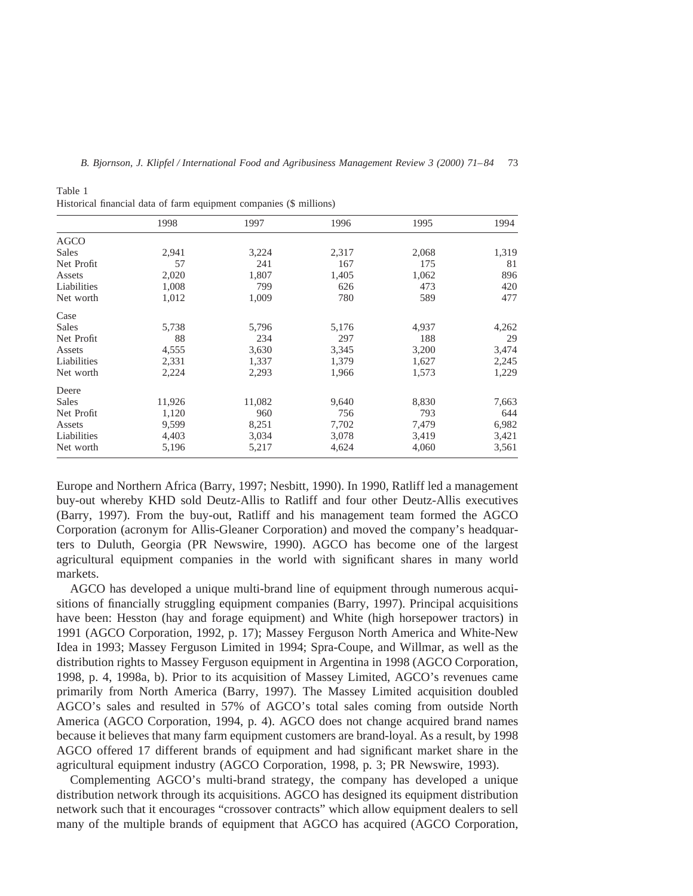Table 1
Historical financial data of farm equipment companies ($ millions)

| | 1998 | 1997 | 1996 | 1995 | 1994 |
|---|---|---|---|---|---|
| AGCO | | | | | |
| Sales | 2,941 | 3,224 | 2,317 | 2,068 | 1,319 |
| Net Profit | 57 | 241 | 167 | 175 | 81 |
| Assets | 2,020 | 1,807 | 1,405 | 1,062 | 896 |
| Liabilities | 1,008 | 799 | 626 | 473 | 420 |
| Net worth | 1,012 | 1,009 | 780 | 589 | 477 |
| Case | | | | | |
| Sales | 5,738 | 5,796 | 5,176 | 4,937 | 4,262 |
| Net Profit | 88 | 234 | 297 | 188 | 29 |
| Assets | 4,555 | 3,630 | 3,345 | 3,200 | 3,474 |
| Liabilities | 2,331 | 1,337 | 1,379 | 1,627 | 2,245 |
| Net worth | 2,224 | 2,293 | 1,966 | 1,573 | 1,229 |
| Deere | | | | | |
| Sales | 11,926 | 11,082 | 9,640 | 8,830 | 7,663 |
| Net Profit | 1,120 | 960 | 756 | 793 | 644 |
| Assets | 9,599 | 8,251 | 7,702 | 7,479 | 6,982 |
| Liabilities | 4,403 | 3,034 | 3,078 | 3,419 | 3,421 |
| Net worth | 5,196 | 5,217 | 4,624 | 4,060 | 3,561 |

Europe and Northern Africa (Barry, 1997; Nesbitt, 1990). In 1990, Ratliff led a management buy-out whereby KHD sold Deutz-Allis to Ratliff and four other Deutz-Allis executives (Barry, 1997). From the buy-out, Ratliff and his management team formed the AGCO Corporation (acronym for Allis-Gleaner Corporation) and moved the company's headquarters to Duluth, Georgia (PR Newswire, 1990). AGCO has become one of the largest agricultural equipment companies in the world with significant shares in many world markets.

AGCO has developed a unique multi-brand line of equipment through numerous acquisitions of financially struggling equipment companies (Barry, 1997). Principal acquisitions have been: Hesston (hay and forage equipment) and White (high horsepower tractors) in 1991 (AGCO Corporation, 1992, p. 17); Massey Ferguson North America and White-New Idea in 1993; Massey Ferguson Limited in 1994; Spra-Coupe, and Willmar, as well as the distribution rights to Massey Ferguson equipment in Argentina in 1998 (AGCO Corporation, 1998, p. 4, 1998a, b). Prior to its acquisition of Massey Limited, AGCO's revenues came primarily from North America (Barry, 1997). The Massey Limited acquisition doubled AGCO's sales and resulted in 57% of AGCO's total sales coming from outside North America (AGCO Corporation, 1994, p. 4). AGCO does not change acquired brand names because it believes that many farm equipment customers are brand-loyal. As a result, by 1998 AGCO offered 17 different brands of equipment and had significant market share in the agricultural equipment industry (AGCO Corporation, 1998, p. 3; PR Newswire, 1993).

Complementing AGCO's multi-brand strategy, the company has developed a unique distribution network through its acquisitions. AGCO has designed its equipment distribution network such that it encourages "crossover contracts" which allow equipment dealers to sell many of the multiple brands of equipment that AGCO has acquired (AGCO Corporation,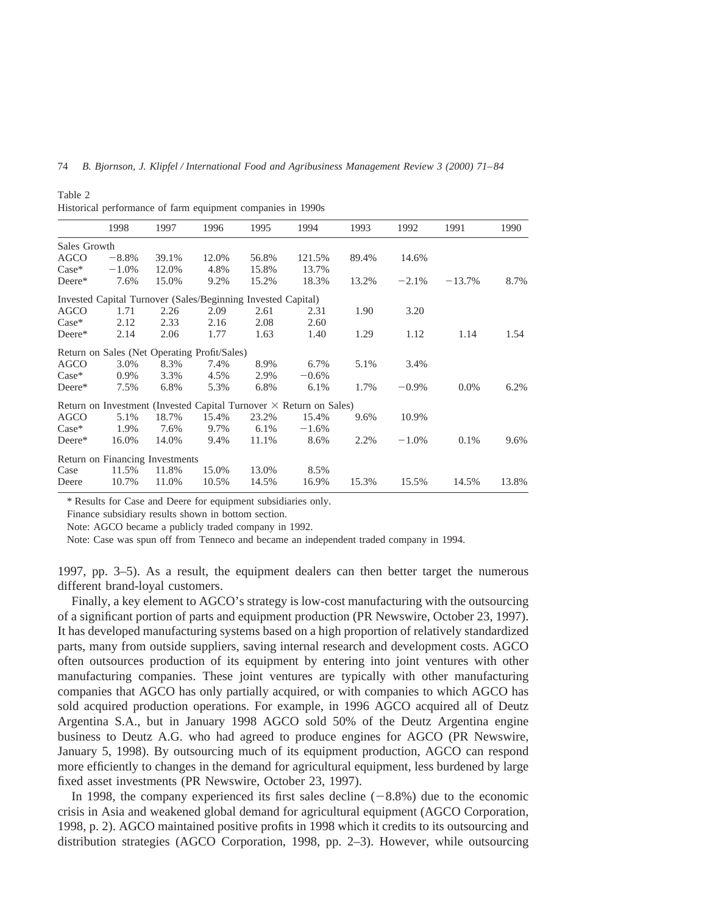Table 2
Historical performance of farm equipment companies in 1990s

| | 1998 | 1997 | 1996 | 1995 | 1994 | 1993 | 1992 | 1991 | 1990 |
|---|---|---|---|---|---|---|---|---|---|
| Sales Growth | | | | | | | | | |
| AGCO | −8.8% | 39.1% | 12.0% | 56.8% | 121.5% | 89.4% | 14.6% | | |
| Case* | −1.0% | 12.0% | 4.8% | 15.8% | 13.7% | | | | |
| Deere* | 7.6% | 15.0% | 9.2% | 15.2% | 18.3% | 13.2% | −2.1% | −13.7% | 8.7% |
| Invested Capital Turnover (Sales/Beginning Invested Capital) | | | | | | | | | |
| AGCO | 1.71 | 2.26 | 2.09 | 2.61 | 2.31 | 1.90 | 3.20 | | |
| Case* | 2.12 | 2.33 | 2.16 | 2.08 | 2.60 | | | | |
| Deere* | 2.14 | 2.06 | 1.77 | 1.63 | 1.40 | 1.29 | 1.12 | 1.14 | 1.54 |
| Return on Sales (Net Operating Profit/Sales) | | | | | | | | | |
| AGCO | 3.0% | 8.3% | 7.4% | 8.9% | 6.7% | 5.1% | 3.4% | | |
| Case* | 0.9% | 3.3% | 4.5% | 2.9% | −0.6% | | | | |
| Deere* | 7.5% | 6.8% | 5.3% | 6.8% | 6.1% | 1.7% | −0.9% | 0.0% | 6.2% |
| Return on Investment (Invested Capital Turnover × Return on Sales) | | | | | | | | | |
| AGCO | 5.1% | 18.7% | 15.4% | 23.2% | 15.4% | 9.6% | 10.9% | | |
| Case* | 1.9% | 7.6% | 9.7% | 6.1% | −1.6% | | | | |
| Deere* | 16.0% | 14.0% | 9.4% | 11.1% | 8.6% | 2.2% | −1.0% | 0.1% | 9.6% |
| Return on Financing Investments | | | | | | | | | |
| Case | 11.5% | 11.8% | 15.0% | 13.0% | 8.5% | | | | |
| Deere | 10.7% | 11.0% | 10.5% | 14.5% | 16.9% | 15.3% | 15.5% | 14.5% | 13.8% |

* Results for Case and Deere for equipment subsidiaries only.

Finance subsidiary results shown in bottom section.

Note: AGCO became a publicly traded company in 1992.

Note: Case was spun off from Tenneco and became an independent traded company in 1994.

1997, pp. 3–5). As a result, the equipment dealers can then better target the numerous different brand-loyal customers.

Finally, a key element to AGCO's strategy is low-cost manufacturing with the outsourcing of a significant portion of parts and equipment production (PR Newswire, October 23, 1997). It has developed manufacturing systems based on a high proportion of relatively standardized parts, many from outside suppliers, saving internal research and development costs. AGCO often outsources production of its equipment by entering into joint ventures with other manufacturing companies. These joint ventures are typically with other manufacturing companies that AGCO has only partially acquired, or with companies to which AGCO has sold acquired production operations. For example, in 1996 AGCO acquired all of Deutz Argentina S.A., but in January 1998 AGCO sold 50% of the Deutz Argentina engine business to Deutz A.G. who had agreed to produce engines for AGCO (PR Newswire, January 5, 1998). By outsourcing much of its equipment production, AGCO can respond more efficiently to changes in the demand for agricultural equipment, less burdened by large fixed asset investments (PR Newswire, October 23, 1997).

In 1998, the company experienced its first sales decline (−8.8%) due to the economic crisis in Asia and weakened global demand for agricultural equipment (AGCO Corporation, 1998, p. 2). AGCO maintained positive profits in 1998 which it credits to its outsourcing and distribution strategies (AGCO Corporation, 1998, pp. 2–3). However, while outsourcing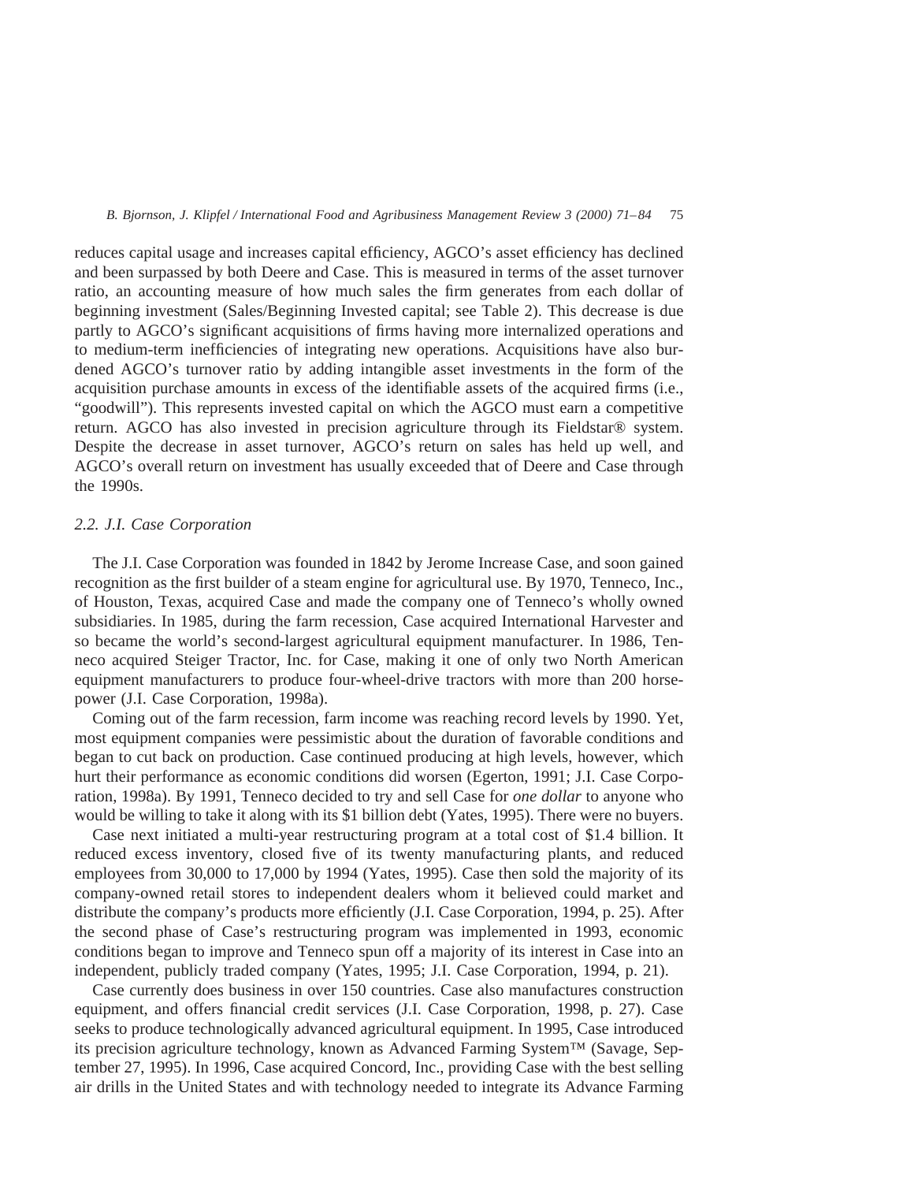reduces capital usage and increases capital efficiency, AGCO's asset efficiency has declined and been surpassed by both Deere and Case. This is measured in terms of the asset turnover ratio, an accounting measure of how much sales the firm generates from each dollar of beginning investment (Sales/Beginning Invested capital; see Table 2). This decrease is due partly to AGCO's significant acquisitions of firms having more internalized operations and to medium-term inefficiencies of integrating new operations. Acquisitions have also burdened AGCO's turnover ratio by adding intangible asset investments in the form of the acquisition purchase amounts in excess of the identifiable assets of the acquired firms (i.e., "goodwill"). This represents invested capital on which the AGCO must earn a competitive return. AGCO has also invested in precision agriculture through its Fieldstar® system. Despite the decrease in asset turnover, AGCO's return on sales has held up well, and AGCO's overall return on investment has usually exceeded that of Deere and Case through the 1990s.

### *2.2. J.I. Case Corporation*

The J.I. Case Corporation was founded in 1842 by Jerome Increase Case, and soon gained recognition as the first builder of a steam engine for agricultural use. By 1970, Tenneco, Inc., of Houston, Texas, acquired Case and made the company one of Tenneco's wholly owned subsidiaries. In 1985, during the farm recession, Case acquired International Harvester and so became the world's second-largest agricultural equipment manufacturer. In 1986, Tenneco acquired Steiger Tractor, Inc. for Case, making it one of only two North American equipment manufacturers to produce four-wheel-drive tractors with more than 200 horsepower (J.I. Case Corporation, 1998a).

Coming out of the farm recession, farm income was reaching record levels by 1990. Yet, most equipment companies were pessimistic about the duration of favorable conditions and began to cut back on production. Case continued producing at high levels, however, which hurt their performance as economic conditions did worsen (Egerton, 1991; J.I. Case Corporation, 1998a). By 1991, Tenneco decided to try and sell Case for *one dollar* to anyone who would be willing to take it along with its $1 billion debt (Yates, 1995). There were no buyers.

Case next initiated a multi-year restructuring program at a total cost of $1.4 billion. It reduced excess inventory, closed five of its twenty manufacturing plants, and reduced employees from 30,000 to 17,000 by 1994 (Yates, 1995). Case then sold the majority of its company-owned retail stores to independent dealers whom it believed could market and distribute the company's products more efficiently (J.I. Case Corporation, 1994, p. 25). After the second phase of Case's restructuring program was implemented in 1993, economic conditions began to improve and Tenneco spun off a majority of its interest in Case into an independent, publicly traded company (Yates, 1995; J.I. Case Corporation, 1994, p. 21).

Case currently does business in over 150 countries. Case also manufactures construction equipment, and offers financial credit services (J.I. Case Corporation, 1998, p. 27). Case seeks to produce technologically advanced agricultural equipment. In 1995, Case introduced its precision agriculture technology, known as Advanced Farming System™ (Savage, September 27, 1995). In 1996, Case acquired Concord, Inc., providing Case with the best selling air drills in the United States and with technology needed to integrate its Advance Farming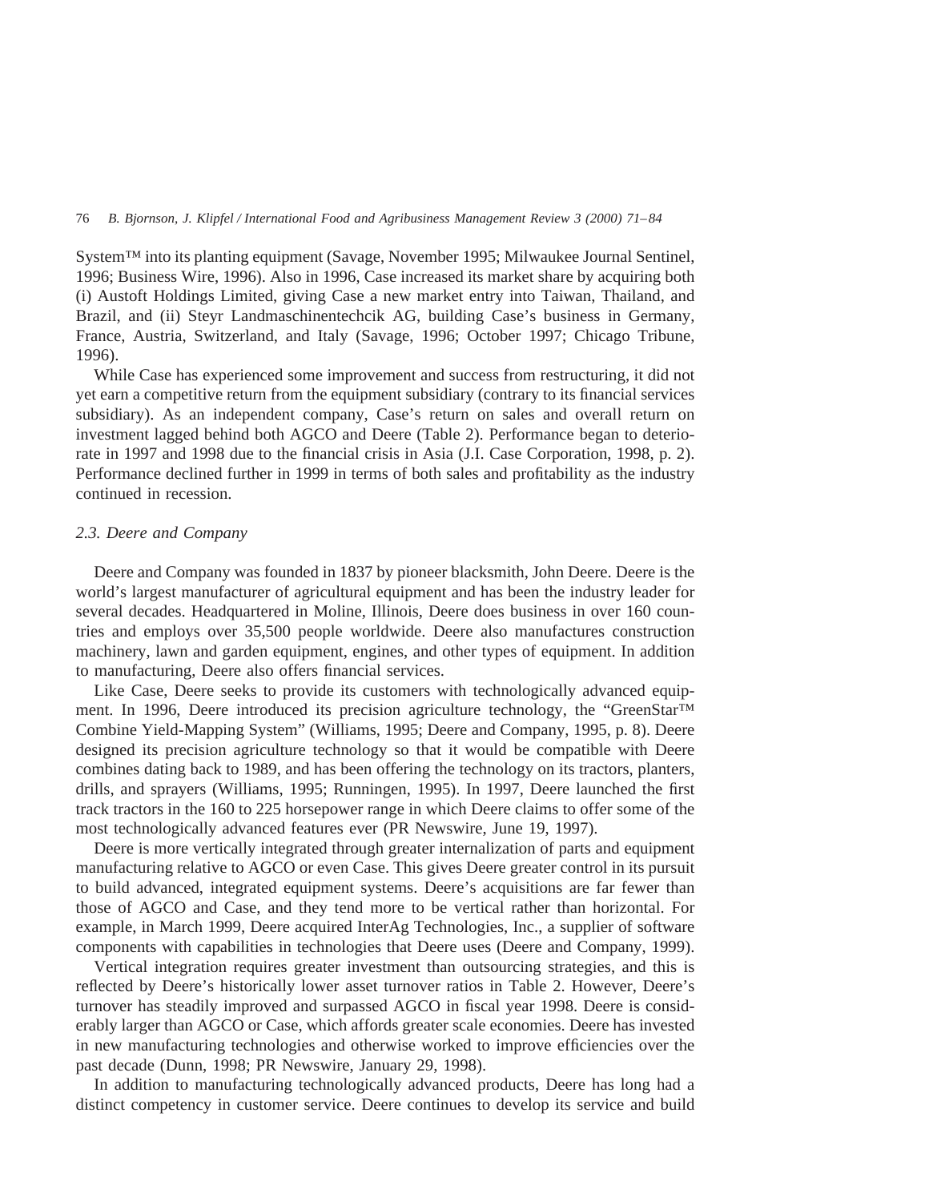System™ into its planting equipment (Savage, November 1995; Milwaukee Journal Sentinel, 1996; Business Wire, 1996). Also in 1996, Case increased its market share by acquiring both (i) Austoft Holdings Limited, giving Case a new market entry into Taiwan, Thailand, and Brazil, and (ii) Steyr Landmaschinentechcik AG, building Case's business in Germany, France, Austria, Switzerland, and Italy (Savage, 1996; October 1997; Chicago Tribune, 1996).

While Case has experienced some improvement and success from restructuring, it did not yet earn a competitive return from the equipment subsidiary (contrary to its financial services subsidiary). As an independent company, Case's return on sales and overall return on investment lagged behind both AGCO and Deere (Table 2). Performance began to deteriorate in 1997 and 1998 due to the financial crisis in Asia (J.I. Case Corporation, 1998, p. 2). Performance declined further in 1999 in terms of both sales and profitability as the industry continued in recession.

### *2.3. Deere and Company*

Deere and Company was founded in 1837 by pioneer blacksmith, John Deere. Deere is the world's largest manufacturer of agricultural equipment and has been the industry leader for several decades. Headquartered in Moline, Illinois, Deere does business in over 160 countries and employs over 35,500 people worldwide. Deere also manufactures construction machinery, lawn and garden equipment, engines, and other types of equipment. In addition to manufacturing, Deere also offers financial services.

Like Case, Deere seeks to provide its customers with technologically advanced equipment. In 1996, Deere introduced its precision agriculture technology, the "GreenStar™ Combine Yield-Mapping System" (Williams, 1995; Deere and Company, 1995, p. 8). Deere designed its precision agriculture technology so that it would be compatible with Deere combines dating back to 1989, and has been offering the technology on its tractors, planters, drills, and sprayers (Williams, 1995; Runningen, 1995). In 1997, Deere launched the first track tractors in the 160 to 225 horsepower range in which Deere claims to offer some of the most technologically advanced features ever (PR Newswire, June 19, 1997).

Deere is more vertically integrated through greater internalization of parts and equipment manufacturing relative to AGCO or even Case. This gives Deere greater control in its pursuit to build advanced, integrated equipment systems. Deere's acquisitions are far fewer than those of AGCO and Case, and they tend more to be vertical rather than horizontal. For example, in March 1999, Deere acquired InterAg Technologies, Inc., a supplier of software components with capabilities in technologies that Deere uses (Deere and Company, 1999).

Vertical integration requires greater investment than outsourcing strategies, and this is reflected by Deere's historically lower asset turnover ratios in Table 2. However, Deere's turnover has steadily improved and surpassed AGCO in fiscal year 1998. Deere is considerably larger than AGCO or Case, which affords greater scale economies. Deere has invested in new manufacturing technologies and otherwise worked to improve efficiencies over the past decade (Dunn, 1998; PR Newswire, January 29, 1998).

In addition to manufacturing technologically advanced products, Deere has long had a distinct competency in customer service. Deere continues to develop its service and build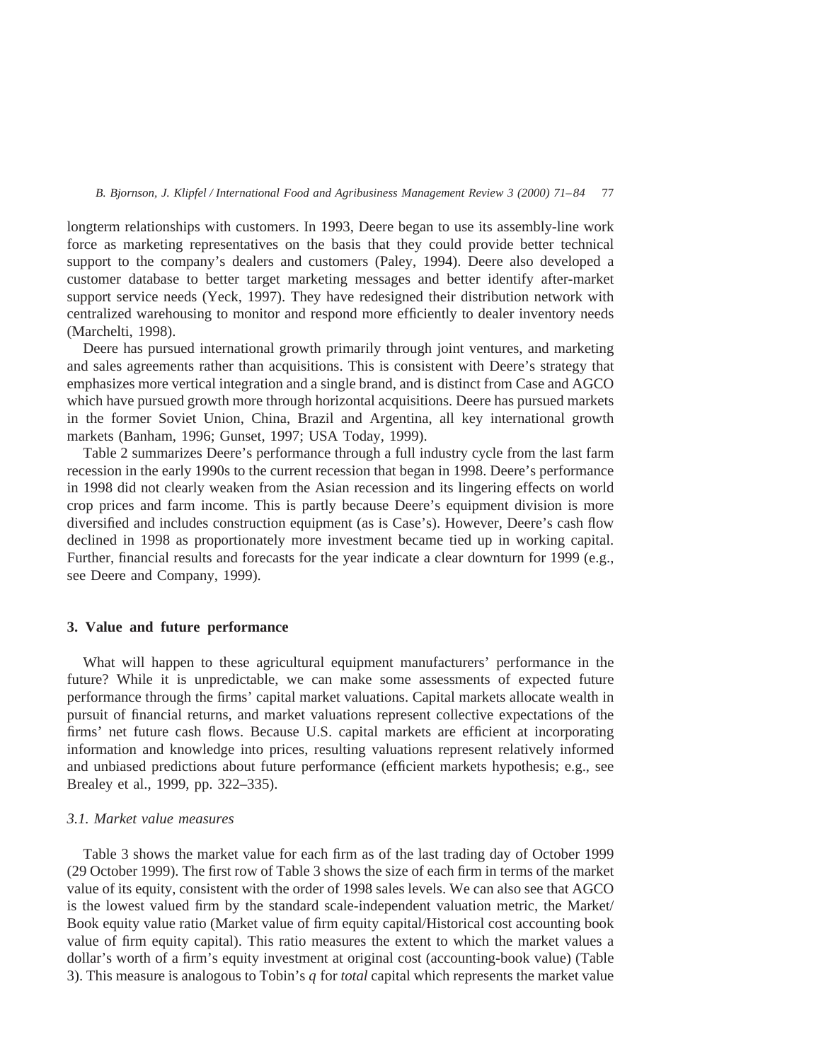longterm relationships with customers. In 1993, Deere began to use its assembly-line work force as marketing representatives on the basis that they could provide better technical support to the company's dealers and customers (Paley, 1994). Deere also developed a customer database to better target marketing messages and better identify after-market support service needs (Yeck, 1997). They have redesigned their distribution network with centralized warehousing to monitor and respond more efficiently to dealer inventory needs (Marchelti, 1998).

Deere has pursued international growth primarily through joint ventures, and marketing and sales agreements rather than acquisitions. This is consistent with Deere's strategy that emphasizes more vertical integration and a single brand, and is distinct from Case and AGCO which have pursued growth more through horizontal acquisitions. Deere has pursued markets in the former Soviet Union, China, Brazil and Argentina, all key international growth markets (Banham, 1996; Gunset, 1997; USA Today, 1999).

Table 2 summarizes Deere's performance through a full industry cycle from the last farm recession in the early 1990s to the current recession that began in 1998. Deere's performance in 1998 did not clearly weaken from the Asian recession and its lingering effects on world crop prices and farm income. This is partly because Deere's equipment division is more diversified and includes construction equipment (as is Case's). However, Deere's cash flow declined in 1998 as proportionately more investment became tied up in working capital. Further, financial results and forecasts for the year indicate a clear downturn for 1999 (e.g., see Deere and Company, 1999).

## 3. Value and future performance

What will happen to these agricultural equipment manufacturers' performance in the future? While it is unpredictable, we can make some assessments of expected future performance through the firms' capital market valuations. Capital markets allocate wealth in pursuit of financial returns, and market valuations represent collective expectations of the firms' net future cash flows. Because U.S. capital markets are efficient at incorporating information and knowledge into prices, resulting valuations represent relatively informed and unbiased predictions about future performance (efficient markets hypothesis; e.g., see Brealey et al., 1999, pp. 322–335).

### *3.1. Market value measures*

Table 3 shows the market value for each firm as of the last trading day of October 1999 (29 October 1999). The first row of Table 3 shows the size of each firm in terms of the market value of its equity, consistent with the order of 1998 sales levels. We can also see that AGCO is the lowest valued firm by the standard scale-independent valuation metric, the Market/Book equity value ratio (Market value of firm equity capital/Historical cost accounting book value of firm equity capital). This ratio measures the extent to which the market values a dollar's worth of a firm's equity investment at original cost (accounting-book value) (Table 3). This measure is analogous to Tobin's $q$ for *total* capital which represents the market value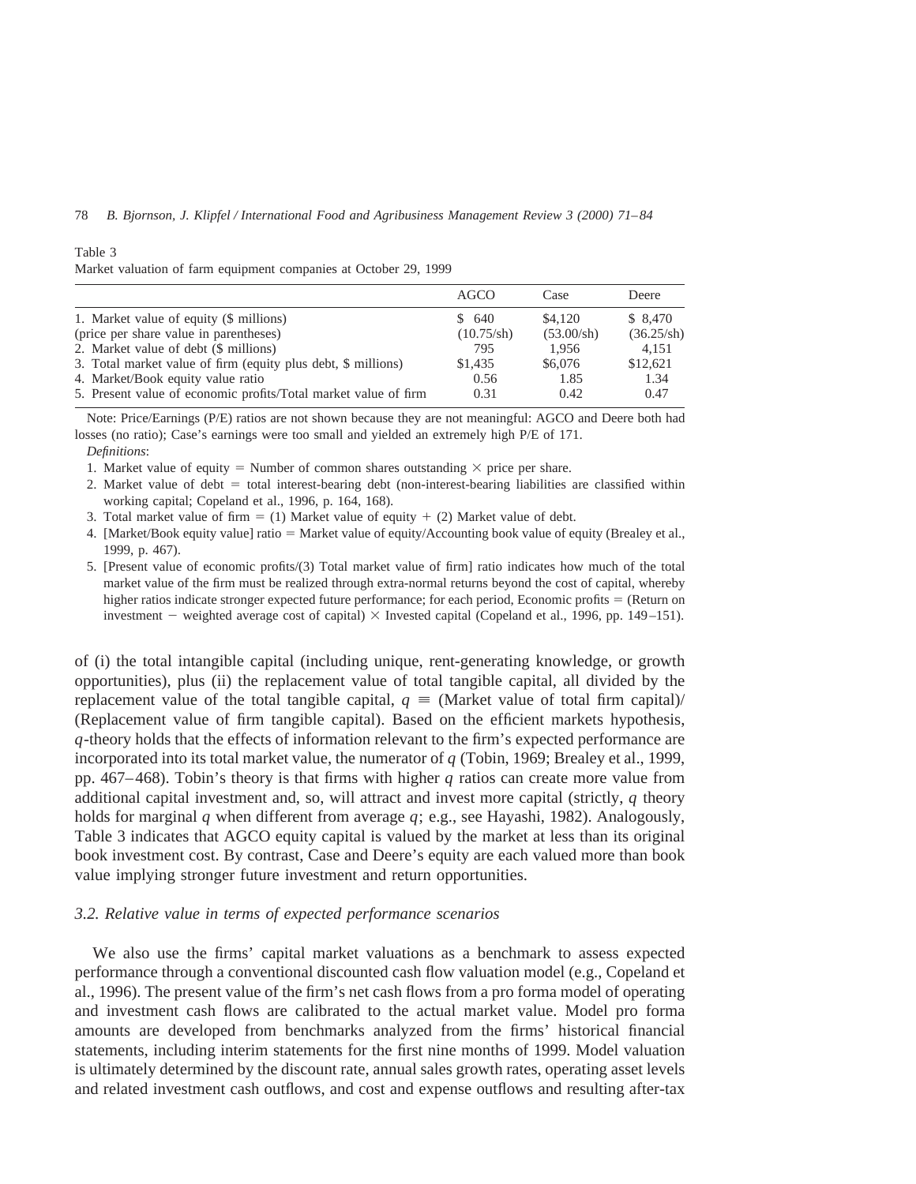Table 3
Market valuation of farm equipment companies at October 29, 1999

| | AGCO | Case | Deere |
|---|---|---|---|
| 1. Market value of equity ($ millions) | $ 640 | $4,120 | $ 8,470 |
| (price per share value in parentheses) | (10.75/sh) | (53.00/sh) | (36.25/sh) |
| 2. Market value of debt ($ millions) | 795 | 1,956 | 4,151 |
| 3. Total market value of firm (equity plus debt, $ millions) | $1,435 | $6,076 | $12,621 |
| 4. Market/Book equity value ratio | 0.56 | 1.85 | 1.34 |
| 5. Present value of economic profits/Total market value of firm | 0.31 | 0.42 | 0.47 |

Note: Price/Earnings (P/E) ratios are not shown because they are not meaningful: AGCO and Deere both had losses (no ratio); Case's earnings were too small and yielded an extremely high P/E of 171.

*Definitions*:

1. Market value of equity = Number of common shares outstanding × price per share.
2. Market value of debt = total interest-bearing debt (non-interest-bearing liabilities are classified within working capital; Copeland et al., 1996, p. 164, 168).
3. Total market value of firm = (1) Market value of equity + (2) Market value of debt.
4. [Market/Book equity value] ratio = Market value of equity/Accounting book value of equity (Brealey et al., 1999, p. 467).
5. [Present value of economic profits/(3) Total market value of firm] ratio indicates how much of the total market value of the firm must be realized through extra-normal returns beyond the cost of capital, whereby higher ratios indicate stronger expected future performance; for each period, Economic profits = (Return on investment − weighted average cost of capital) × Invested capital (Copeland et al., 1996, pp. 149–151).

of (i) the total intangible capital (including unique, rent-generating knowledge, or growth opportunities), plus (ii) the replacement value of total tangible capital, all divided by the replacement value of the total tangible capital, $q \equiv$ (Market value of total firm capital)/(Replacement value of firm tangible capital). Based on the efficient markets hypothesis, $q$-theory holds that the effects of information relevant to the firm's expected performance are incorporated into its total market value, the numerator of $q$ (Tobin, 1969; Brealey et al., 1999, pp. 467–468). Tobin's theory is that firms with higher $q$ ratios can create more value from additional capital investment and, so, will attract and invest more capital (strictly, $q$ theory holds for marginal $q$ when different from average $q$; e.g., see Hayashi, 1982). Analogously, Table 3 indicates that AGCO equity capital is valued by the market at less than its original book investment cost. By contrast, Case and Deere's equity are each valued more than book value implying stronger future investment and return opportunities.

### 3.2. Relative value in terms of expected performance scenarios

We also use the firms' capital market valuations as a benchmark to assess expected performance through a conventional discounted cash flow valuation model (e.g., Copeland et al., 1996). The present value of the firm's net cash flows from a pro forma model of operating and investment cash flows are calibrated to the actual market value. Model pro forma amounts are developed from benchmarks analyzed from the firms' historical financial statements, including interim statements for the first nine months of 1999. Model valuation is ultimately determined by the discount rate, annual sales growth rates, operating asset levels and related investment cash outflows, and cost and expense outflows and resulting after-tax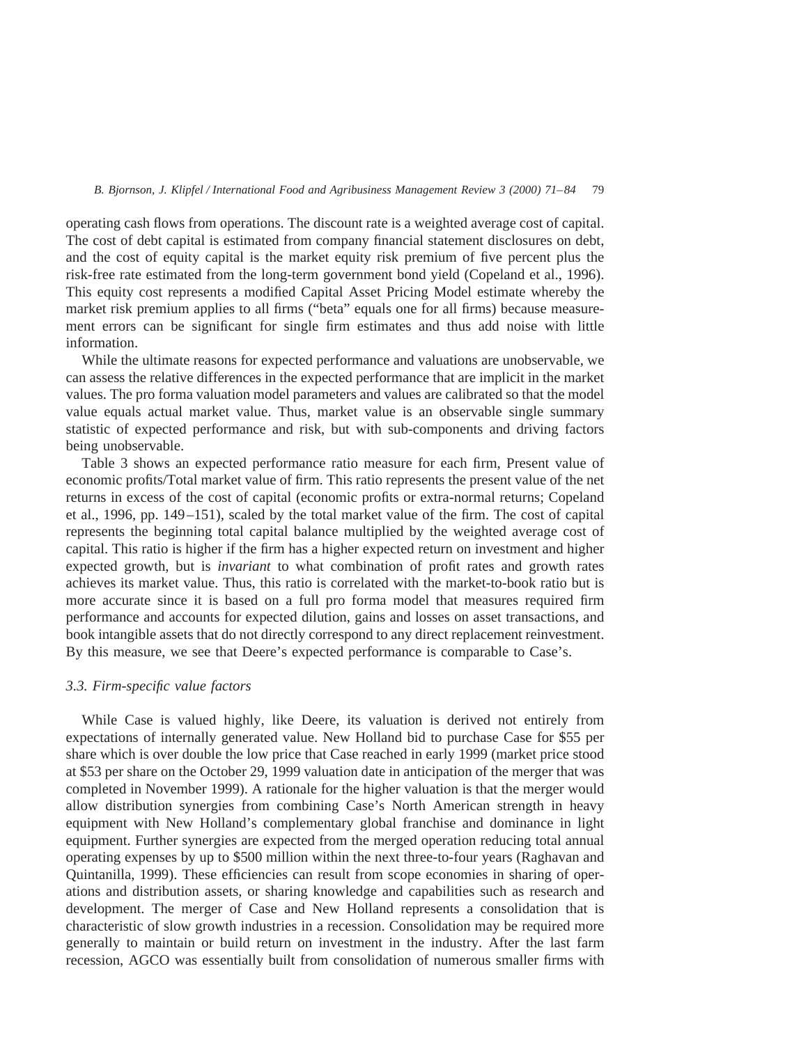operating cash flows from operations. The discount rate is a weighted average cost of capital. The cost of debt capital is estimated from company financial statement disclosures on debt, and the cost of equity capital is the market equity risk premium of five percent plus the risk-free rate estimated from the long-term government bond yield (Copeland et al., 1996). This equity cost represents a modified Capital Asset Pricing Model estimate whereby the market risk premium applies to all firms ("beta" equals one for all firms) because measurement errors can be significant for single firm estimates and thus add noise with little information.

While the ultimate reasons for expected performance and valuations are unobservable, we can assess the relative differences in the expected performance that are implicit in the market values. The pro forma valuation model parameters and values are calibrated so that the model value equals actual market value. Thus, market value is an observable single summary statistic of expected performance and risk, but with sub-components and driving factors being unobservable.

Table 3 shows an expected performance ratio measure for each firm, Present value of economic profits/Total market value of firm. This ratio represents the present value of the net returns in excess of the cost of capital (economic profits or extra-normal returns; Copeland et al., 1996, pp. 149–151), scaled by the total market value of the firm. The cost of capital represents the beginning total capital balance multiplied by the weighted average cost of capital. This ratio is higher if the firm has a higher expected return on investment and higher expected growth, but is *invariant* to what combination of profit rates and growth rates achieves its market value. Thus, this ratio is correlated with the market-to-book ratio but is more accurate since it is based on a full pro forma model that measures required firm performance and accounts for expected dilution, gains and losses on asset transactions, and book intangible assets that do not directly correspond to any direct replacement reinvestment. By this measure, we see that Deere's expected performance is comparable to Case's.

### 3.3. Firm-specific value factors

While Case is valued highly, like Deere, its valuation is derived not entirely from expectations of internally generated value. New Holland bid to purchase Case for $55 per share which is over double the low price that Case reached in early 1999 (market price stood at $53 per share on the October 29, 1999 valuation date in anticipation of the merger that was completed in November 1999). A rationale for the higher valuation is that the merger would allow distribution synergies from combining Case's North American strength in heavy equipment with New Holland's complementary global franchise and dominance in light equipment. Further synergies are expected from the merged operation reducing total annual operating expenses by up to $500 million within the next three-to-four years (Raghavan and Quintanilla, 1999). These efficiencies can result from scope economies in sharing of operations and distribution assets, or sharing knowledge and capabilities such as research and development. The merger of Case and New Holland represents a consolidation that is characteristic of slow growth industries in a recession. Consolidation may be required more generally to maintain or build return on investment in the industry. After the last farm recession, AGCO was essentially built from consolidation of numerous smaller firms with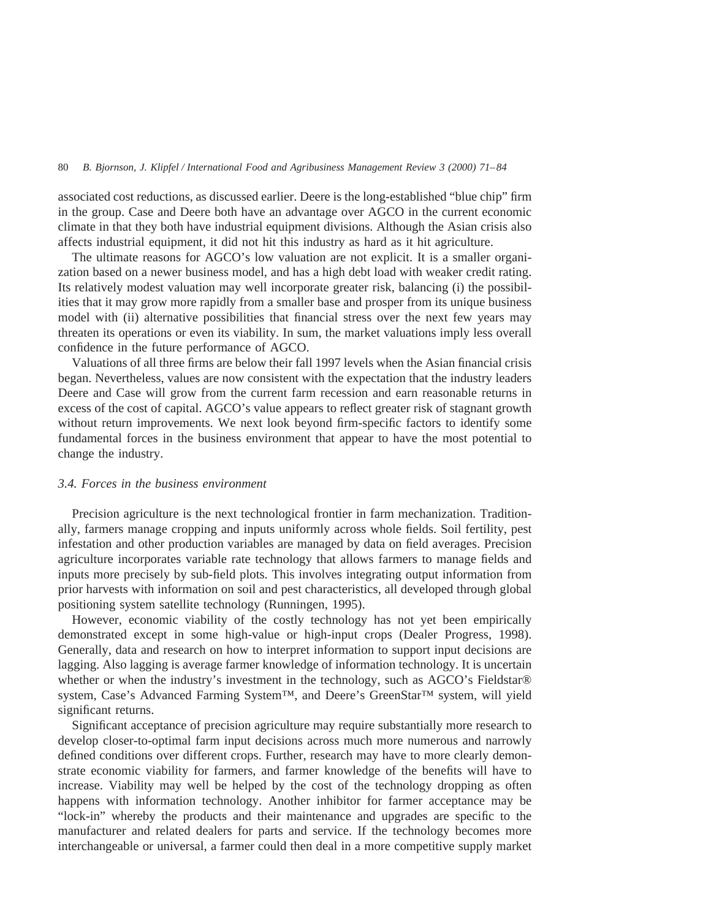associated cost reductions, as discussed earlier. Deere is the long-established "blue chip" firm in the group. Case and Deere both have an advantage over AGCO in the current economic climate in that they both have industrial equipment divisions. Although the Asian crisis also affects industrial equipment, it did not hit this industry as hard as it hit agriculture.

The ultimate reasons for AGCO's low valuation are not explicit. It is a smaller organization based on a newer business model, and has a high debt load with weaker credit rating. Its relatively modest valuation may well incorporate greater risk, balancing (i) the possibilities that it may grow more rapidly from a smaller base and prosper from its unique business model with (ii) alternative possibilities that financial stress over the next few years may threaten its operations or even its viability. In sum, the market valuations imply less overall confidence in the future performance of AGCO.

Valuations of all three firms are below their fall 1997 levels when the Asian financial crisis began. Nevertheless, values are now consistent with the expectation that the industry leaders Deere and Case will grow from the current farm recession and earn reasonable returns in excess of the cost of capital. AGCO's value appears to reflect greater risk of stagnant growth without return improvements. We next look beyond firm-specific factors to identify some fundamental forces in the business environment that appear to have the most potential to change the industry.

### *3.4. Forces in the business environment*

Precision agriculture is the next technological frontier in farm mechanization. Traditionally, farmers manage cropping and inputs uniformly across whole fields. Soil fertility, pest infestation and other production variables are managed by data on field averages. Precision agriculture incorporates variable rate technology that allows farmers to manage fields and inputs more precisely by sub-field plots. This involves integrating output information from prior harvests with information on soil and pest characteristics, all developed through global positioning system satellite technology (Runningen, 1995).

However, economic viability of the costly technology has not yet been empirically demonstrated except in some high-value or high-input crops (Dealer Progress, 1998). Generally, data and research on how to interpret information to support input decisions are lagging. Also lagging is average farmer knowledge of information technology. It is uncertain whether or when the industry's investment in the technology, such as AGCO's Fieldstar® system, Case's Advanced Farming System™, and Deere's GreenStar™ system, will yield significant returns.

Significant acceptance of precision agriculture may require substantially more research to develop closer-to-optimal farm input decisions across much more numerous and narrowly defined conditions over different crops. Further, research may have to more clearly demonstrate economic viability for farmers, and farmer knowledge of the benefits will have to increase. Viability may well be helped by the cost of the technology dropping as often happens with information technology. Another inhibitor for farmer acceptance may be "lock-in" whereby the products and their maintenance and upgrades are specific to the manufacturer and related dealers for parts and service. If the technology becomes more interchangeable or universal, a farmer could then deal in a more competitive supply market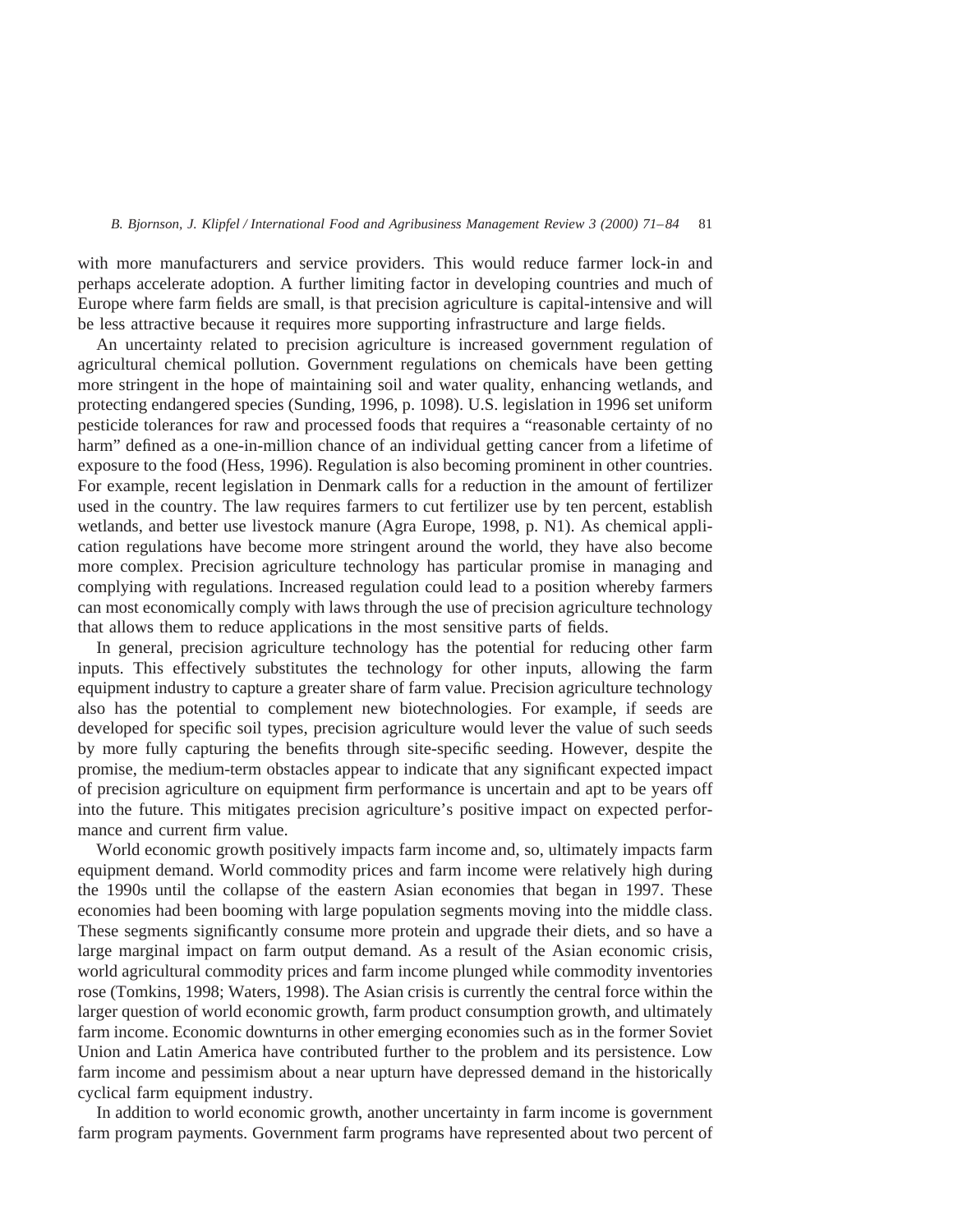with more manufacturers and service providers. This would reduce farmer lock-in and perhaps accelerate adoption. A further limiting factor in developing countries and much of Europe where farm fields are small, is that precision agriculture is capital-intensive and will be less attractive because it requires more supporting infrastructure and large fields.

An uncertainty related to precision agriculture is increased government regulation of agricultural chemical pollution. Government regulations on chemicals have been getting more stringent in the hope of maintaining soil and water quality, enhancing wetlands, and protecting endangered species (Sunding, 1996, p. 1098). U.S. legislation in 1996 set uniform pesticide tolerances for raw and processed foods that requires a "reasonable certainty of no harm" defined as a one-in-million chance of an individual getting cancer from a lifetime of exposure to the food (Hess, 1996). Regulation is also becoming prominent in other countries. For example, recent legislation in Denmark calls for a reduction in the amount of fertilizer used in the country. The law requires farmers to cut fertilizer use by ten percent, establish wetlands, and better use livestock manure (Agra Europe, 1998, p. N1). As chemical application regulations have become more stringent around the world, they have also become more complex. Precision agriculture technology has particular promise in managing and complying with regulations. Increased regulation could lead to a position whereby farmers can most economically comply with laws through the use of precision agriculture technology that allows them to reduce applications in the most sensitive parts of fields.

In general, precision agriculture technology has the potential for reducing other farm inputs. This effectively substitutes the technology for other inputs, allowing the farm equipment industry to capture a greater share of farm value. Precision agriculture technology also has the potential to complement new biotechnologies. For example, if seeds are developed for specific soil types, precision agriculture would lever the value of such seeds by more fully capturing the benefits through site-specific seeding. However, despite the promise, the medium-term obstacles appear to indicate that any significant expected impact of precision agriculture on equipment firm performance is uncertain and apt to be years off into the future. This mitigates precision agriculture's positive impact on expected performance and current firm value.

World economic growth positively impacts farm income and, so, ultimately impacts farm equipment demand. World commodity prices and farm income were relatively high during the 1990s until the collapse of the eastern Asian economies that began in 1997. These economies had been booming with large population segments moving into the middle class. These segments significantly consume more protein and upgrade their diets, and so have a large marginal impact on farm output demand. As a result of the Asian economic crisis, world agricultural commodity prices and farm income plunged while commodity inventories rose (Tomkins, 1998; Waters, 1998). The Asian crisis is currently the central force within the larger question of world economic growth, farm product consumption growth, and ultimately farm income. Economic downturns in other emerging economies such as in the former Soviet Union and Latin America have contributed further to the problem and its persistence. Low farm income and pessimism about a near upturn have depressed demand in the historically cyclical farm equipment industry.

In addition to world economic growth, another uncertainty in farm income is government farm program payments. Government farm programs have represented about two percent of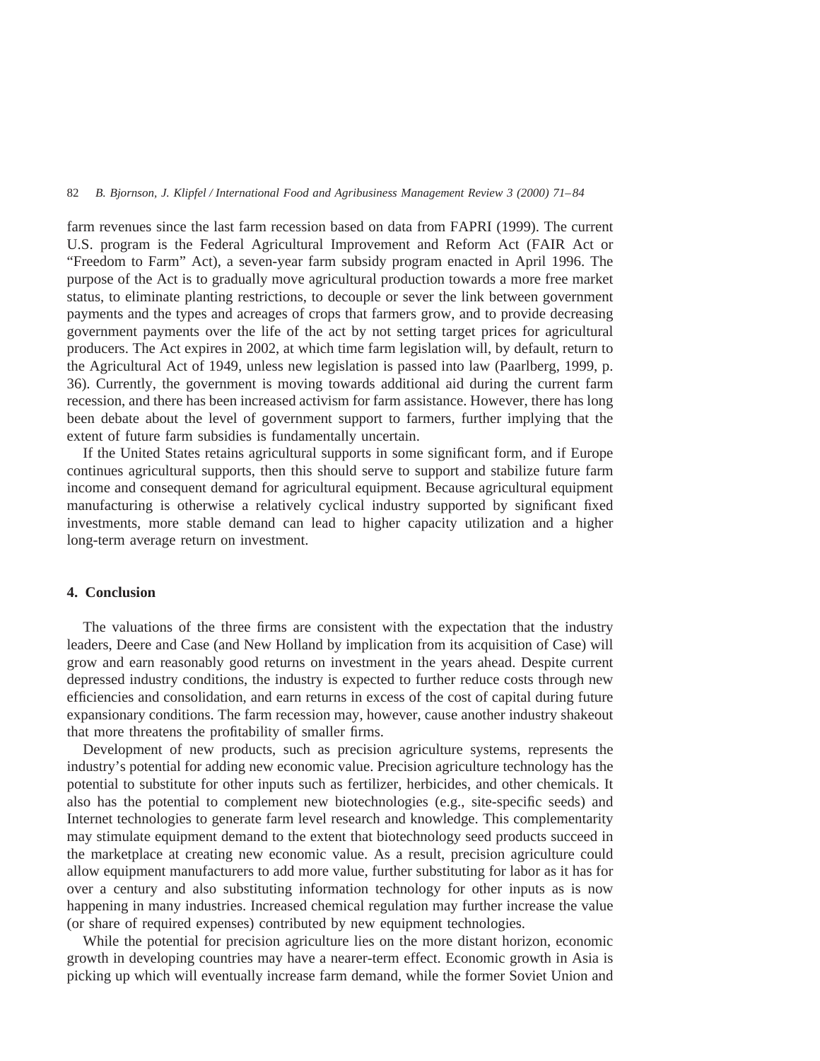farm revenues since the last farm recession based on data from FAPRI (1999). The current U.S. program is the Federal Agricultural Improvement and Reform Act (FAIR Act or "Freedom to Farm" Act), a seven-year farm subsidy program enacted in April 1996. The purpose of the Act is to gradually move agricultural production towards a more free market status, to eliminate planting restrictions, to decouple or sever the link between government payments and the types and acreages of crops that farmers grow, and to provide decreasing government payments over the life of the act by not setting target prices for agricultural producers. The Act expires in 2002, at which time farm legislation will, by default, return to the Agricultural Act of 1949, unless new legislation is passed into law (Paarlberg, 1999, p. 36). Currently, the government is moving towards additional aid during the current farm recession, and there has been increased activism for farm assistance. However, there has long been debate about the level of government support to farmers, further implying that the extent of future farm subsidies is fundamentally uncertain.

If the United States retains agricultural supports in some significant form, and if Europe continues agricultural supports, then this should serve to support and stabilize future farm income and consequent demand for agricultural equipment. Because agricultural equipment manufacturing is otherwise a relatively cyclical industry supported by significant fixed investments, more stable demand can lead to higher capacity utilization and a higher long-term average return on investment.

## 4. Conclusion

The valuations of the three firms are consistent with the expectation that the industry leaders, Deere and Case (and New Holland by implication from its acquisition of Case) will grow and earn reasonably good returns on investment in the years ahead. Despite current depressed industry conditions, the industry is expected to further reduce costs through new efficiencies and consolidation, and earn returns in excess of the cost of capital during future expansionary conditions. The farm recession may, however, cause another industry shakeout that more threatens the profitability of smaller firms.

Development of new products, such as precision agriculture systems, represents the industry's potential for adding new economic value. Precision agriculture technology has the potential to substitute for other inputs such as fertilizer, herbicides, and other chemicals. It also has the potential to complement new biotechnologies (e.g., site-specific seeds) and Internet technologies to generate farm level research and knowledge. This complementarity may stimulate equipment demand to the extent that biotechnology seed products succeed in the marketplace at creating new economic value. As a result, precision agriculture could allow equipment manufacturers to add more value, further substituting for labor as it has for over a century and also substituting information technology for other inputs as is now happening in many industries. Increased chemical regulation may further increase the value (or share of required expenses) contributed by new equipment technologies.

While the potential for precision agriculture lies on the more distant horizon, economic growth in developing countries may have a nearer-term effect. Economic growth in Asia is picking up which will eventually increase farm demand, while the former Soviet Union and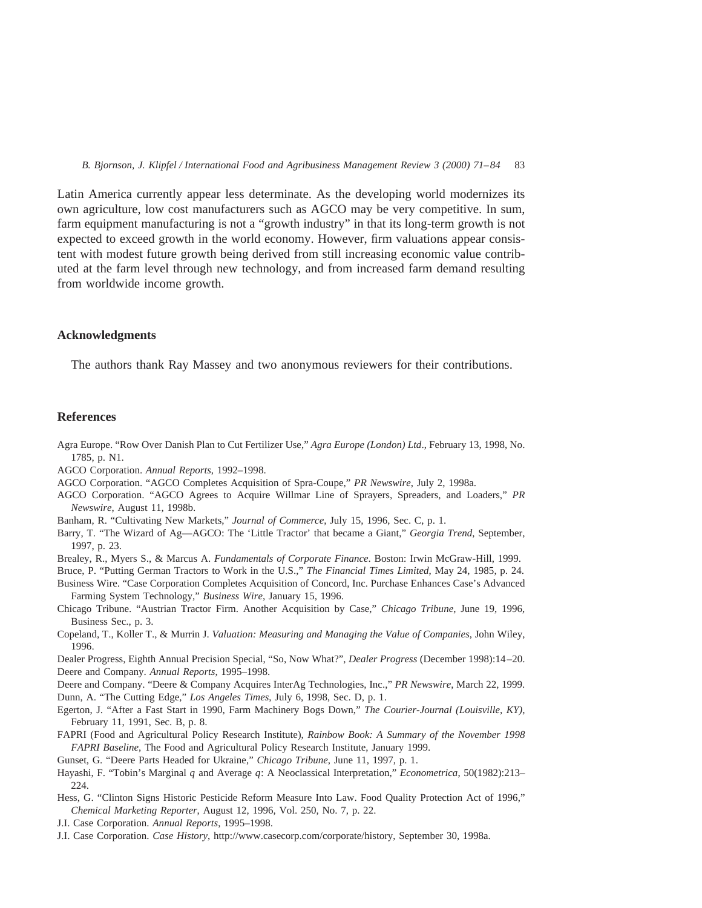Latin America currently appear less determinate. As the developing world modernizes its own agriculture, low cost manufacturers such as AGCO may be very competitive. In sum, farm equipment manufacturing is not a "growth industry" in that its long-term growth is not expected to exceed growth in the world economy. However, firm valuations appear consistent with modest future growth being derived from still increasing economic value contributed at the farm level through new technology, and from increased farm demand resulting from worldwide income growth.

## Acknowledgments

The authors thank Ray Massey and two anonymous reviewers for their contributions.

## References

Agra Europe. "Row Over Danish Plan to Cut Fertilizer Use," *Agra Europe (London) Ltd*., February 13, 1998, No. 1785, p. N1.

AGCO Corporation. *Annual Reports*, 1992–1998.

AGCO Corporation. "AGCO Completes Acquisition of Spra-Coupe," *PR Newswire*, July 2, 1998a.

AGCO Corporation. "AGCO Agrees to Acquire Willmar Line of Sprayers, Spreaders, and Loaders," *PR Newswire*, August 11, 1998b.

Banham, R. "Cultivating New Markets," *Journal of Commerce*, July 15, 1996, Sec. C, p. 1.

Barry, T. "The Wizard of Ag—AGCO: The 'Little Tractor' that became a Giant," *Georgia Trend*, September, 1997, p. 23.

Brealey, R., Myers S., & Marcus A. *Fundamentals of Corporate Finance*. Boston: Irwin McGraw-Hill, 1999.

Bruce, P. "Putting German Tractors to Work in the U.S.," *The Financial Times Limited*, May 24, 1985, p. 24.

Business Wire. "Case Corporation Completes Acquisition of Concord, Inc. Purchase Enhances Case's Advanced Farming System Technology," *Business Wire*, January 15, 1996.

Chicago Tribune. "Austrian Tractor Firm. Another Acquisition by Case," *Chicago Tribune*, June 19, 1996, Business Sec., p. 3.

Copeland, T., Koller T., & Murrin J. *Valuation: Measuring and Managing the Value of Companies*, John Wiley, 1996.

Dealer Progress, Eighth Annual Precision Special, "So, Now What?", *Dealer Progress* (December 1998):14–20.

Deere and Company. *Annual Reports*, 1995–1998.

Deere and Company. "Deere & Company Acquires InterAg Technologies, Inc.," *PR Newswire*, March 22, 1999.

Dunn, A. "The Cutting Edge," *Los Angeles Times*, July 6, 1998, Sec. D, p. 1.

Egerton, J. "After a Fast Start in 1990, Farm Machinery Bogs Down," *The Courier-Journal (Louisville, KY)*, February 11, 1991, Sec. B, p. 8.

FAPRI (Food and Agricultural Policy Research Institute), *Rainbow Book: A Summary of the November 1998 FAPRI Baseline*, The Food and Agricultural Policy Research Institute, January 1999.

Gunset, G. "Deere Parts Headed for Ukraine," *Chicago Tribune*, June 11, 1997, p. 1.

Hayashi, F. "Tobin's Marginal *q* and Average *q*: A Neoclassical Interpretation," *Econometrica*, 50(1982):213–224.

Hess, G. "Clinton Signs Historic Pesticide Reform Measure Into Law. Food Quality Protection Act of 1996," *Chemical Marketing Reporter*, August 12, 1996, Vol. 250, No. 7, p. 22.

J.I. Case Corporation. *Annual Reports*, 1995–1998.

J.I. Case Corporation. *Case History*, http://www.casecorp.com/corporate/history, September 30, 1998a.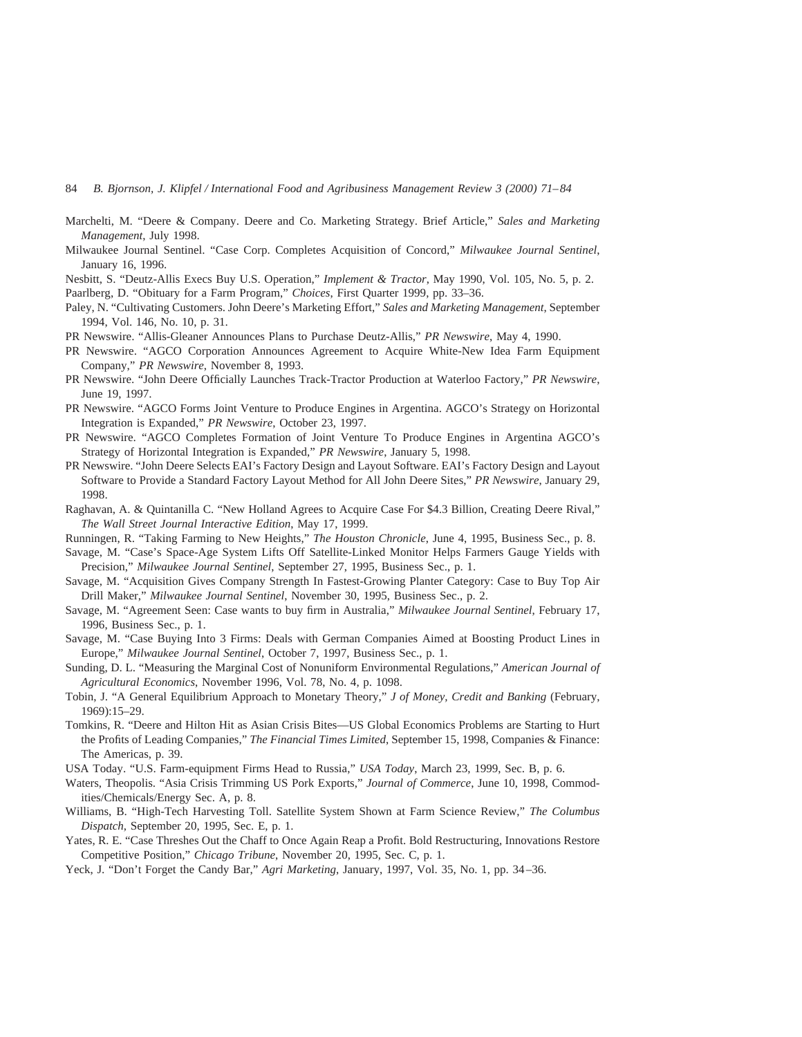Marchelti, M. "Deere & Company. Deere and Co. Marketing Strategy. Brief Article," *Sales and Marketing Management*, July 1998.

Milwaukee Journal Sentinel. "Case Corp. Completes Acquisition of Concord," *Milwaukee Journal Sentinel*, January 16, 1996.

Nesbitt, S. "Deutz-Allis Execs Buy U.S. Operation," *Implement & Tractor*, May 1990, Vol. 105, No. 5, p. 2.

Paarlberg, D. "Obituary for a Farm Program," *Choices*, First Quarter 1999, pp. 33–36.

Paley, N. "Cultivating Customers. John Deere's Marketing Effort," *Sales and Marketing Management*, September 1994, Vol. 146, No. 10, p. 31.

PR Newswire. "Allis-Gleaner Announces Plans to Purchase Deutz-Allis," *PR Newswire*, May 4, 1990.

PR Newswire. "AGCO Corporation Announces Agreement to Acquire White-New Idea Farm Equipment Company," *PR Newswire*, November 8, 1993.

PR Newswire. "John Deere Officially Launches Track-Tractor Production at Waterloo Factory," *PR Newswire*, June 19, 1997.

PR Newswire. "AGCO Forms Joint Venture to Produce Engines in Argentina. AGCO's Strategy on Horizontal Integration is Expanded," *PR Newswire*, October 23, 1997.

PR Newswire. "AGCO Completes Formation of Joint Venture To Produce Engines in Argentina AGCO's Strategy of Horizontal Integration is Expanded," *PR Newswire*, January 5, 1998.

PR Newswire. "John Deere Selects EAI's Factory Design and Layout Software. EAI's Factory Design and Layout Software to Provide a Standard Factory Layout Method for All John Deere Sites," *PR Newswire*, January 29, 1998.

Raghavan, A. & Quintanilla C. "New Holland Agrees to Acquire Case For $4.3 Billion, Creating Deere Rival," *The Wall Street Journal Interactive Edition*, May 17, 1999.

Runningen, R. "Taking Farming to New Heights," *The Houston Chronicle*, June 4, 1995, Business Sec., p. 8.

Savage, M. "Case's Space-Age System Lifts Off Satellite-Linked Monitor Helps Farmers Gauge Yields with Precision," *Milwaukee Journal Sentinel*, September 27, 1995, Business Sec., p. 1.

Savage, M. "Acquisition Gives Company Strength In Fastest-Growing Planter Category: Case to Buy Top Air Drill Maker," *Milwaukee Journal Sentinel*, November 30, 1995, Business Sec., p. 2.

Savage, M. "Agreement Seen: Case wants to buy firm in Australia," *Milwaukee Journal Sentinel*, February 17, 1996, Business Sec., p. 1.

Savage, M. "Case Buying Into 3 Firms: Deals with German Companies Aimed at Boosting Product Lines in Europe," *Milwaukee Journal Sentinel*, October 7, 1997, Business Sec., p. 1.

Sunding, D. L. "Measuring the Marginal Cost of Nonuniform Environmental Regulations," *American Journal of Agricultural Economics*, November 1996, Vol. 78, No. 4, p. 1098.

Tobin, J. "A General Equilibrium Approach to Monetary Theory," *J of Money, Credit and Banking* (February, 1969):15–29.

Tomkins, R. "Deere and Hilton Hit as Asian Crisis Bites—US Global Economics Problems are Starting to Hurt the Profits of Leading Companies," *The Financial Times Limited*, September 15, 1998, Companies & Finance: The Americas, p. 39.

USA Today. "U.S. Farm-equipment Firms Head to Russia," *USA Today*, March 23, 1999, Sec. B, p. 6.

Waters, Theopolis. "Asia Crisis Trimming US Pork Exports," *Journal of Commerce*, June 10, 1998, Commodities/Chemicals/Energy Sec. A, p. 8.

Williams, B. "High-Tech Harvesting Toll. Satellite System Shown at Farm Science Review," *The Columbus Dispatch*, September 20, 1995, Sec. E, p. 1.

Yates, R. E. "Case Threshes Out the Chaff to Once Again Reap a Profit. Bold Restructuring, Innovations Restore Competitive Position," *Chicago Tribune*, November 20, 1995, Sec. C, p. 1.

Yeck, J. "Don't Forget the Candy Bar," *Agri Marketing*, January, 1997, Vol. 35, No. 1, pp. 34–36.